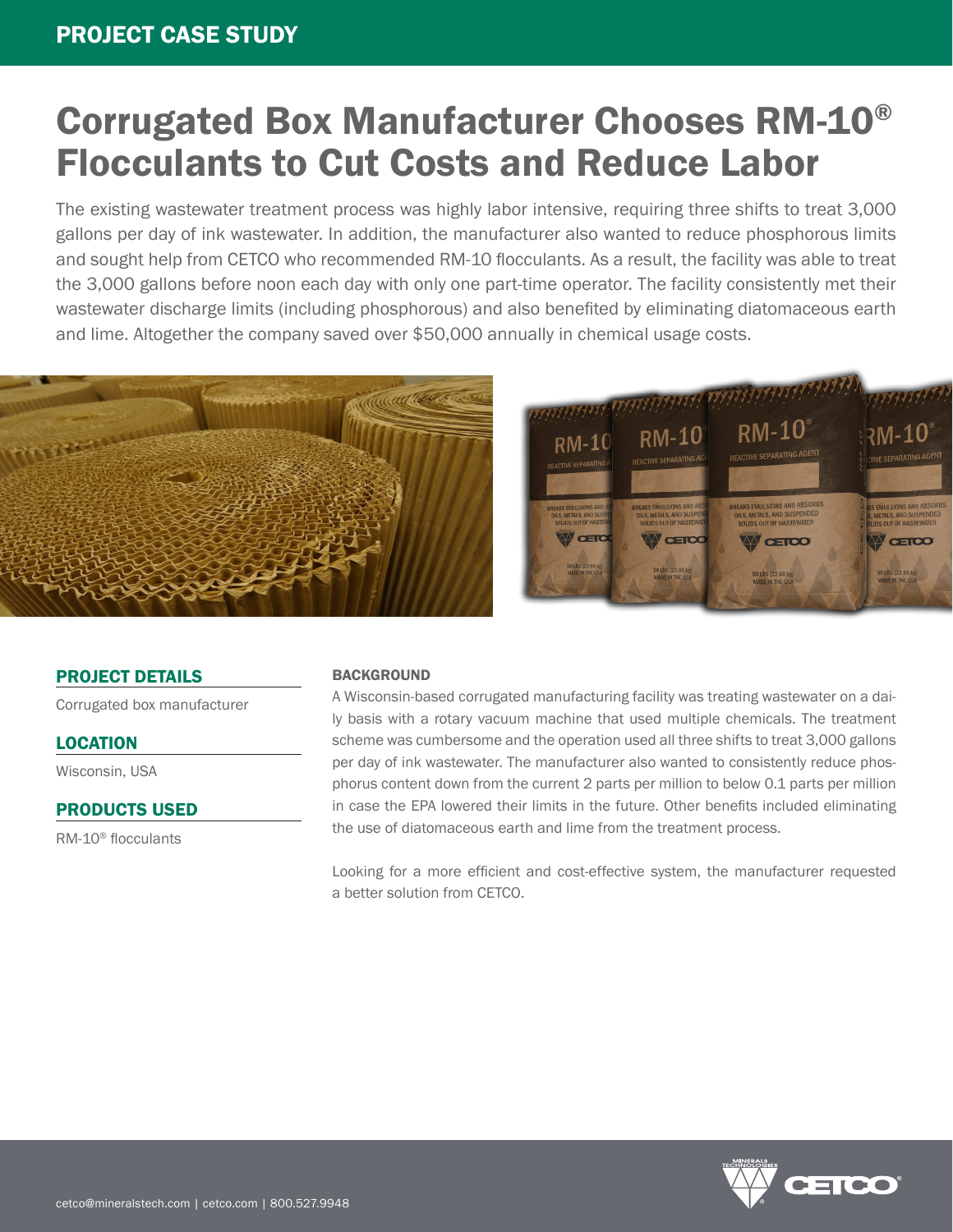PROJECT CASE STUDY

# Corrugated Box Manufacturer Chooses RM-10® Flocculants to Cut Costs and Reduce Labor

The existing wastewater treatment process was highly labor intensive, requiring three shifts to treat 3,000 gallons per day of ink wastewater. In addition, the manufacturer also wanted to reduce phosphorous limits and sought help from CETCO who recommended RM-10 flocculants. As a result, the facility was able to treat the 3,000 gallons before noon each day with only one part-time operator. The facility consistently met their wastewater discharge limits (including phosphorous) and also benefited by eliminating diatomaceous earth and lime. Altogether the company saved over $50,000 annually in chemical usage costs.

## PROJECT DETAILS

Corrugated box manufacturer

## LOCATION

Wisconsin, USA

## PRODUCTS USED

RM-10® flocculants

### BACKGROUND

A Wisconsin-based corrugated manufacturing facility was treating wastewater on a daily basis with a rotary vacuum machine that used multiple chemicals. The treatment scheme was cumbersome and the operation used all three shifts to treat 3,000 gallons per day of ink wastewater. The manufacturer also wanted to consistently reduce phosphorus content down from the current 2 parts per million to below 0.1 parts per million in case the EPA lowered their limits in the future. Other benefits included eliminating the use of diatomaceous earth and lime from the treatment process.

Looking for a more efficient and cost-effective system, the manufacturer requested a better solution from CETCO.

cetco@mineralstech.com | cetco.com | 800.527.9948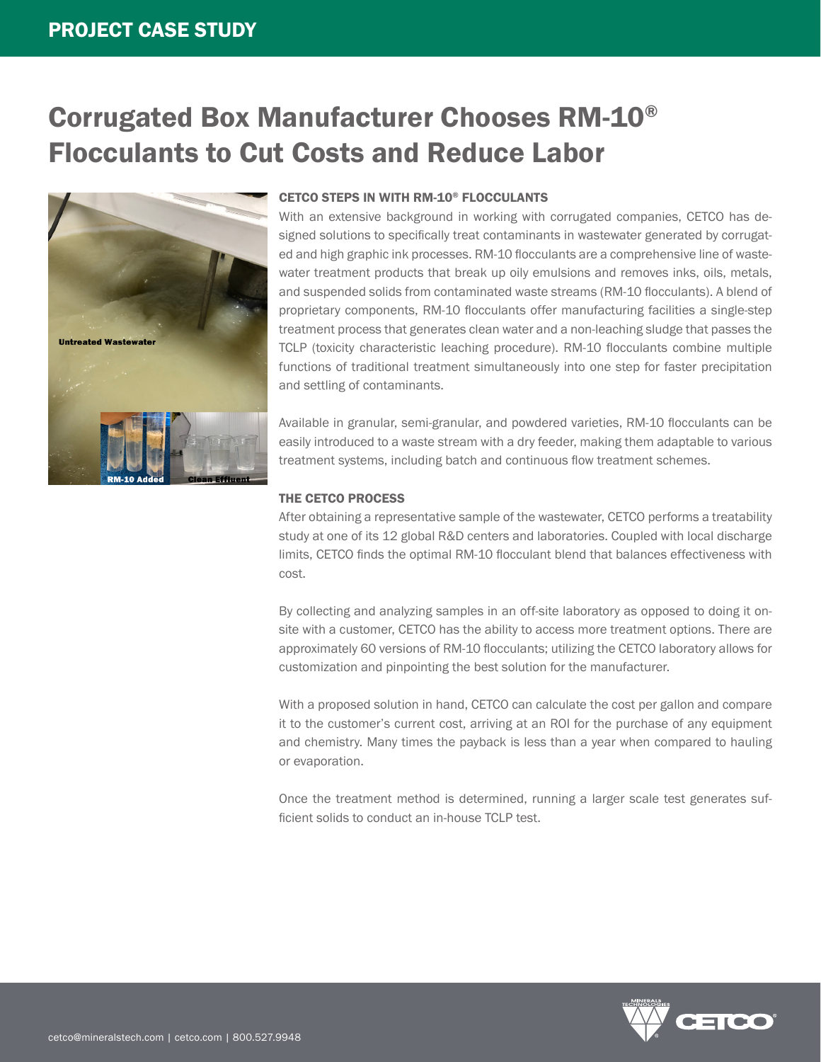# Corrugated Box Manufacturer Chooses RM-10® Flocculants to Cut Costs and Reduce Labor

### CETCO STEPS IN WITH RM-10® FLOCCULANTS

With an extensive background in working with corrugated companies, CETCO has designed solutions to specifically treat contaminants in wastewater generated by corrugated and high graphic ink processes. RM-10 flocculants are a comprehensive line of wastewater treatment products that break up oily emulsions and removes inks, oils, metals, and suspended solids from contaminated waste streams (RM-10 flocculants). A blend of proprietary components, RM-10 flocculants offer manufacturing facilities a single-step treatment process that generates clean water and a non-leaching sludge that passes the TCLP (toxicity characteristic leaching procedure). RM-10 flocculants combine multiple functions of traditional treatment simultaneously into one step for faster precipitation and settling of contaminants.

Available in granular, semi-granular, and powdered varieties, RM-10 flocculants can be easily introduced to a waste stream with a dry feeder, making them adaptable to various treatment systems, including batch and continuous flow treatment schemes.

### THE CETCO PROCESS

After obtaining a representative sample of the wastewater, CETCO performs a treatability study at one of its 12 global R&D centers and laboratories. Coupled with local discharge limits, CETCO finds the optimal RM-10 flocculant blend that balances effectiveness with cost.

By collecting and analyzing samples in an off-site laboratory as opposed to doing it on-site with a customer, CETCO has the ability to access more treatment options. There are approximately 60 versions of RM-10 flocculants; utilizing the CETCO laboratory allows for customization and pinpointing the best solution for the manufacturer.

With a proposed solution in hand, CETCO can calculate the cost per gallon and compare it to the customer's current cost, arriving at an ROI for the purchase of any equipment and chemistry. Many times the payback is less than a year when compared to hauling or evaporation.

Once the treatment method is determined, running a larger scale test generates sufficient solids to conduct an in-house TCLP test.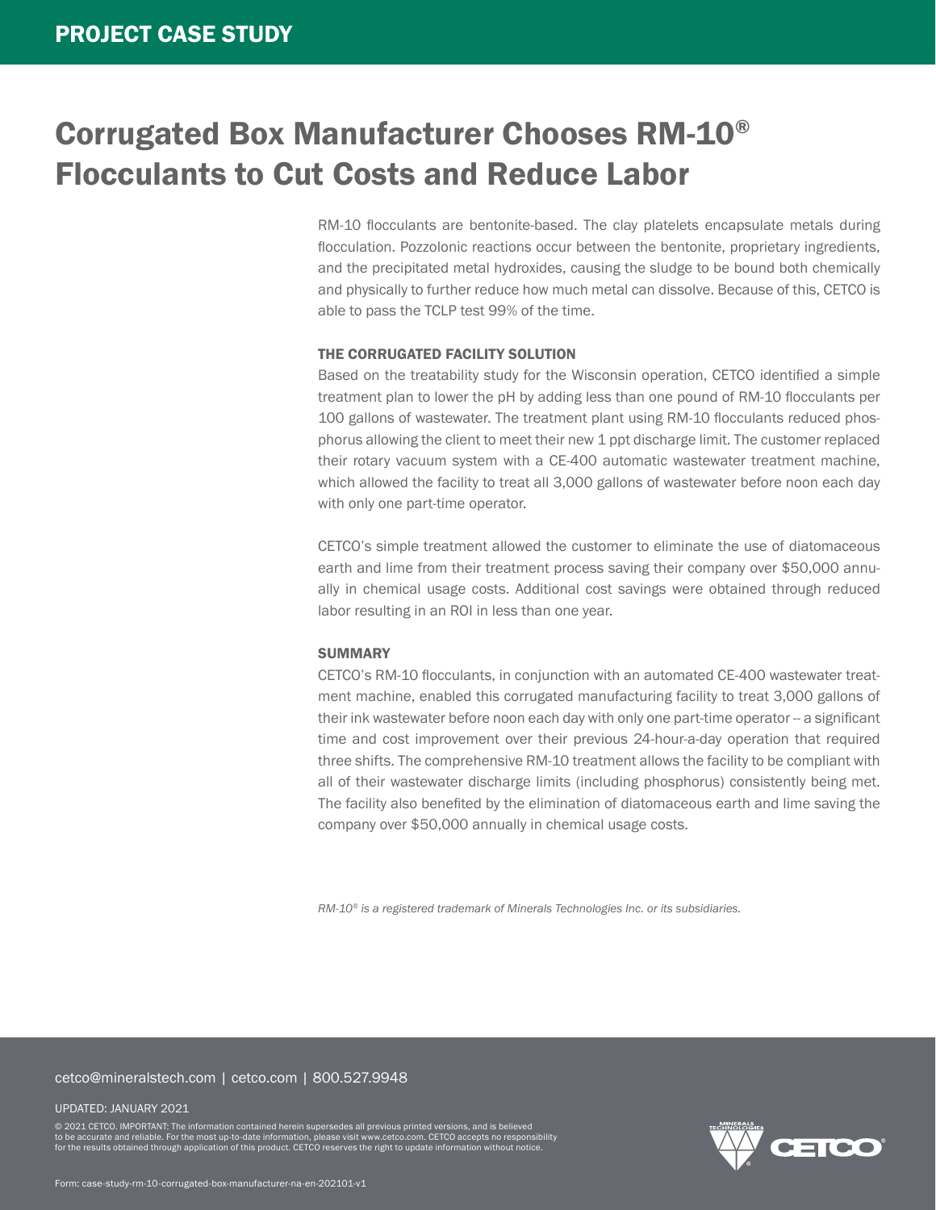# Corrugated Box Manufacturer Chooses RM-10® Flocculants to Cut Costs and Reduce Labor

RM-10 flocculants are bentonite-based. The clay platelets encapsulate metals during flocculation. Pozzolonic reactions occur between the bentonite, proprietary ingredients, and the precipitated metal hydroxides, causing the sludge to be bound both chemically and physically to further reduce how much metal can dissolve. Because of this, CETCO is able to pass the TCLP test 99% of the time.

### THE CORRUGATED FACILITY SOLUTION

Based on the treatability study for the Wisconsin operation, CETCO identified a simple treatment plan to lower the pH by adding less than one pound of RM-10 flocculants per 100 gallons of wastewater. The treatment plant using RM-10 flocculants reduced phosphorus allowing the client to meet their new 1 ppt discharge limit. The customer replaced their rotary vacuum system with a CE-400 automatic wastewater treatment machine, which allowed the facility to treat all 3,000 gallons of wastewater before noon each day with only one part-time operator.

CETCO's simple treatment allowed the customer to eliminate the use of diatomaceous earth and lime from their treatment process saving their company over $50,000 annually in chemical usage costs. Additional cost savings were obtained through reduced labor resulting in an ROI in less than one year.

### SUMMARY

CETCO's RM-10 flocculants, in conjunction with an automated CE-400 wastewater treatment machine, enabled this corrugated manufacturing facility to treat 3,000 gallons of their ink wastewater before noon each day with only one part-time operator -- a significant time and cost improvement over their previous 24-hour-a-day operation that required three shifts. The comprehensive RM-10 treatment allows the facility to be compliant with all of their wastewater discharge limits (including phosphorus) consistently being met. The facility also benefited by the elimination of diatomaceous earth and lime saving the company over $50,000 annually in chemical usage costs.

*RM-10® is a registered trademark of Minerals Technologies Inc. or its subsidiaries.*

cetco@mineralstech.com | cetco.com | 800.527.9948

UPDATED: JANUARY 2021

© 2021 CETCO. IMPORTANT: The information contained herein supersedes all previous printed versions, and is believed to be accurate and reliable. For the most up-to-date information, please visit www.cetco.com. CETCO accepts no responsibility for the results obtained through application of this product. CETCO reserves the right to update information without notice.

Form: case-study-rm-10-corrugated-box-manufacturer-na-en-202101-v1